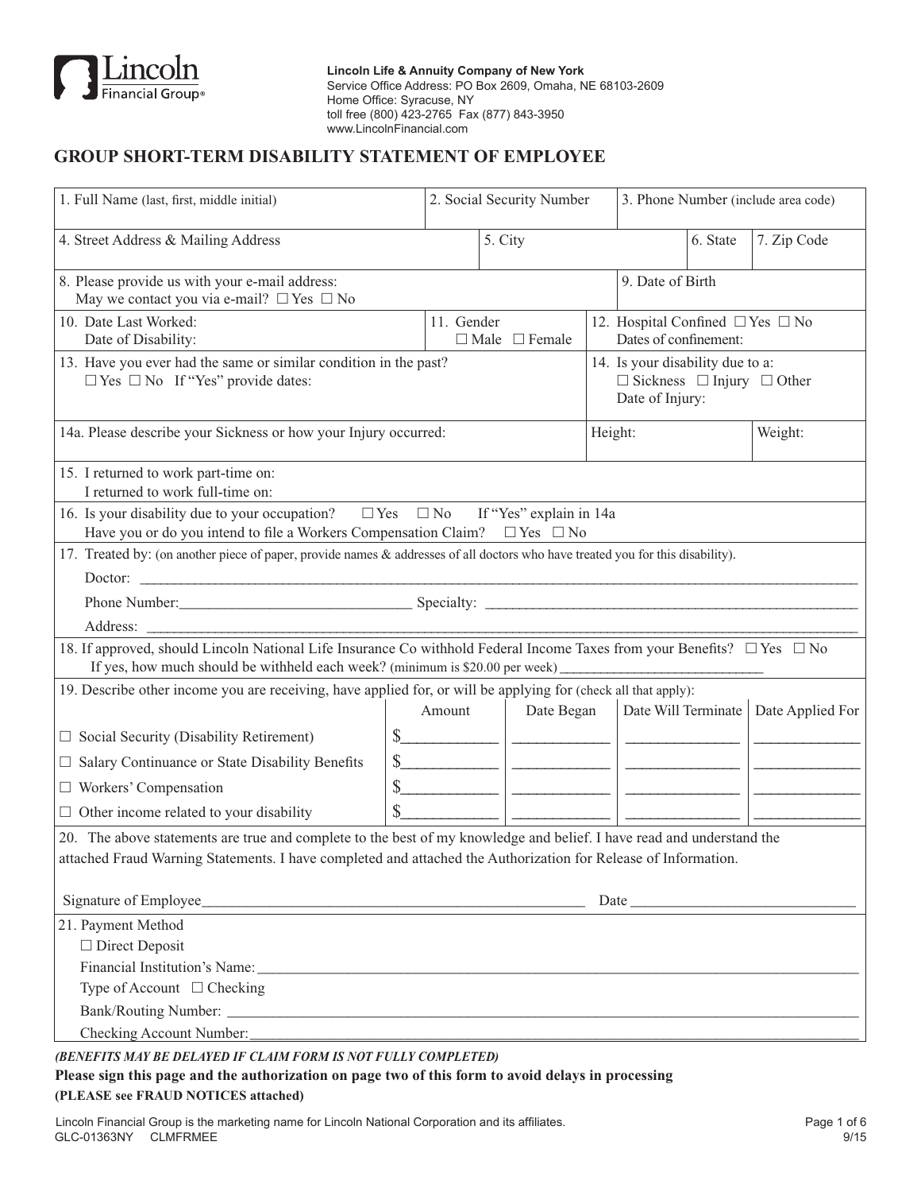Lincoln Financial Group®

**Lincoln Life & Annuity Company of New York**
Service Office Address: PO Box 2609, Omaha, NE 68103-2609
Home Office: Syracuse, NY
toll free (800) 423-2765 Fax (877) 843-3950
www.LincolnFinancial.com

# GROUP SHORT-TERM DISABILITY STATEMENT OF EMPLOYEE

1. Full Name (last, first, middle initial)
2. Social Security Number
3. Phone Number (include area code)
4. Street Address & Mailing Address
5. City
6. State
7. Zip Code
8. Please provide us with your e-mail address:
   May we contact you via e-mail? ☐ Yes ☐ No
9. Date of Birth
10. Date Last Worked:
    Date of Disability:
11. Gender ☐ Male ☐ Female
12. Hospital Confined ☐ Yes ☐ No
    Dates of confinement:
13. Have you ever had the same or similar condition in the past?
    ☐ Yes ☐ No If "Yes" provide dates:
14. Is your disability due to a:
    ☐ Sickness ☐ Injury ☐ Other
    Date of Injury:

14a. Please describe your Sickness or how your Injury occurred:

Height:

Weight:

15. I returned to work part-time on:
    I returned to work full-time on:
16. Is your disability due to your occupation? ☐ Yes ☐ No If "Yes" explain in 14a
    Have you or do you intend to file a Workers Compensation Claim? ☐ Yes ☐ No
17. Treated by: (on another piece of paper, provide names & addresses of all doctors who have treated you for this disability).
    Doctor: ______________________
    Phone Number: ______________________ Specialty: ______________________
    Address: ______________________
18. If approved, should Lincoln National Life Insurance Co withhold Federal Income Taxes from your Benefits? ☐ Yes ☐ No
    If yes, how much should be withheld each week? (minimum is $20.00 per week) ______________________
19. Describe other income you are receiving, have applied for, or will be applying for (check all that apply):

| | Amount | Date Began | Date Will Terminate | Date Applied For |
|---|---|---|---|---|
| ☐ Social Security (Disability Retirement) | $ | | | |
| ☐ Salary Continuance or State Disability Benefits | $ | | | |
| ☐ Workers' Compensation | $ | | | |
| ☐ Other income related to your disability | $ | | | |

20. The above statements are true and complete to the best of my knowledge and belief. I have read and understand the attached Fraud Warning Statements. I have completed and attached the Authorization for Release of Information.

Signature of Employee ______________________ Date ______________________

21. Payment Method
    ☐ Direct Deposit
    Financial Institution's Name: ______________________
    Type of Account ☐ Checking
    Bank/Routing Number: ______________________
    Checking Account Number: ______________________

***(BENEFITS MAY BE DELAYED IF CLAIM FORM IS NOT FULLY COMPLETED)***

**Please sign this page and the authorization on page two of this form to avoid delays in processing**

**(PLEASE see FRAUD NOTICES attached)**

Lincoln Financial Group is the marketing name for Lincoln National Corporation and its affiliates.
GLC-01363NY CLMFRMEE 9/15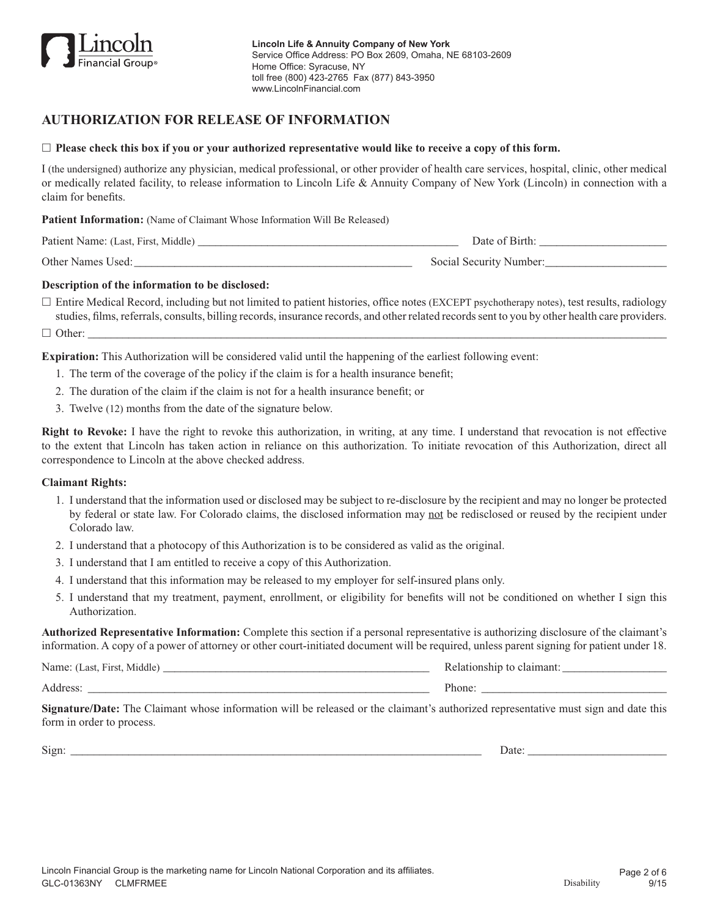**Lincoln Life & Annuity Company of New York**
Service Office Address: PO Box 2609, Omaha, NE 68103-2609
Home Office: Syracuse, NY
toll free (800) 423-2765 Fax (877) 843-3950
www.LincolnFinancial.com

# AUTHORIZATION FOR RELEASE OF INFORMATION

☐ **Please check this box if you or your authorized representative would like to receive a copy of this form.**

I (the undersigned) authorize any physician, medical professional, or other provider of health care services, hospital, clinic, other medical or medically related facility, to release information to Lincoln Life & Annuity Company of New York (Lincoln) in connection with a claim for benefits.

**Patient Information:** (Name of Claimant Whose Information Will Be Released)

Patient Name: (Last, First, Middle) _______________________________________________ Date of Birth: _____________________

Other Names Used: _________________________________________________ Social Security Number: _____________________

**Description of the information to be disclosed:**

☐ Entire Medical Record, including but not limited to patient histories, office notes (EXCEPT psychotherapy notes), test results, radiology studies, films, referrals, consults, billing records, insurance records, and other related records sent to you by other health care providers.

☐ Other: ____________________________________________________________________________________________________

**Expiration:** This Authorization will be considered valid until the happening of the earliest following event:

1. The term of the coverage of the policy if the claim is for a health insurance benefit;
2. The duration of the claim if the claim is not for a health insurance benefit; or
3. Twelve (12) months from the date of the signature below.

**Right to Revoke:** I have the right to revoke this authorization, in writing, at any time. I understand that revocation is not effective to the extent that Lincoln has taken action in reliance on this authorization. To initiate revocation of this Authorization, direct all correspondence to Lincoln at the above checked address.

**Claimant Rights:**

1. I understand that the information used or disclosed may be subject to re-disclosure by the recipient and may no longer be protected by federal or state law. For Colorado claims, the disclosed information may not be redisclosed or reused by the recipient under Colorado law.
2. I understand that a photocopy of this Authorization is to be considered as valid as the original.
3. I understand that I am entitled to receive a copy of this Authorization.
4. I understand that this information may be released to my employer for self-insured plans only.
5. I understand that my treatment, payment, enrollment, or eligibility for benefits will not be conditioned on whether I sign this Authorization.

**Authorized Representative Information:** Complete this section if a personal representative is authorizing disclosure of the claimant's information. A copy of a power of attorney or other court-initiated document will be required, unless parent signing for patient under 18.

Name: (Last, First, Middle) _______________________________________________ Relationship to claimant: __________________

Address: _____________________________________________________________ Phone: ________________________________

**Signature/Date:** The Claimant whose information will be released or the claimant's authorized representative must sign and date this form in order to process.

Sign: ___________________________________________________________________________ Date: ________________________

Lincoln Financial Group is the marketing name for Lincoln National Corporation and its affiliates.
GLC-01363NY CLMFRMEE Disability 9/15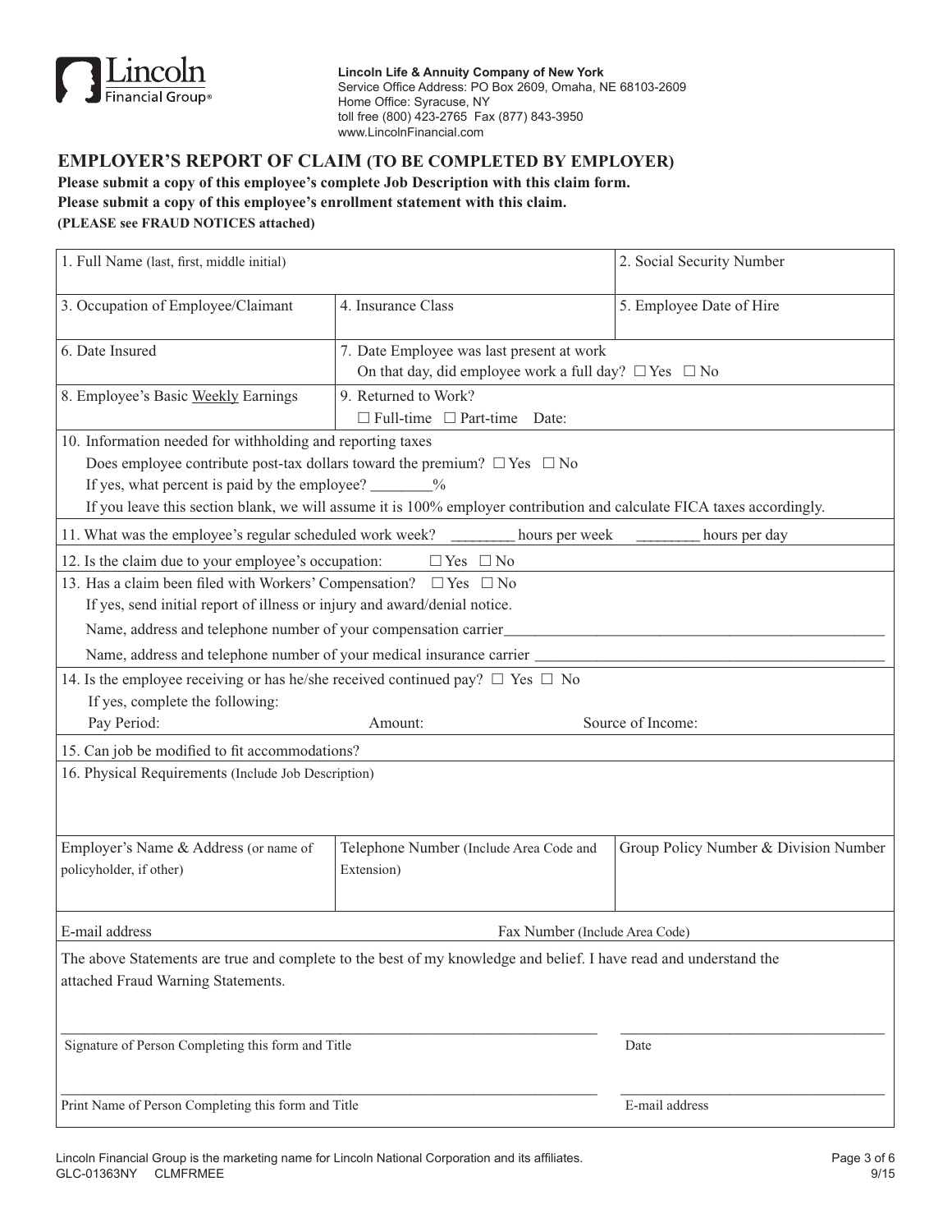**Lincoln Life & Annuity Company of New York**
Service Office Address: PO Box 2609, Omaha, NE 68103-2609
Home Office: Syracuse, NY
toll free (800) 423-2765 Fax (877) 843-3950
www.LincolnFinancial.com

## EMPLOYER'S REPORT OF CLAIM (TO BE COMPLETED BY EMPLOYER)

**Please submit a copy of this employee's complete Job Description with this claim form.**
**Please submit a copy of this employee's enrollment statement with this claim.**
**(PLEASE see FRAUD NOTICES attached)**

| 1. Full Name (last, first, middle initial) | | 2. Social Security Number |
|---|---|---|
| 3. Occupation of Employee/Claimant | 4. Insurance Class | 5. Employee Date of Hire |
| 6. Date Insured | 7. Date Employee was last present at work<br>On that day, did employee work a full day? ☐ Yes ☐ No | |
| 8. Employee's Basic Weekly Earnings | 9. Returned to Work?<br>☐ Full-time ☐ Part-time Date: | |

10. Information needed for withholding and reporting taxes
Does employee contribute post-tax dollars toward the premium? ☐ Yes ☐ No
If yes, what percent is paid by the employee? ________%
If you leave this section blank, we will assume it is 100% employer contribution and calculate FICA taxes accordingly.

11. What was the employee's regular scheduled work week? ________ hours per week ________ hours per day

12. Is the claim due to your employee's occupation: ☐ Yes ☐ No

13. Has a claim been filed with Workers' Compensation? ☐ Yes ☐ No
If yes, send initial report of illness or injury and award/denial notice.
Name, address and telephone number of your compensation carrier________________________________________________
Name, address and telephone number of your medical insurance carrier ___________________________________________

14. Is the employee receiving or has he/she received continued pay? ☐ Yes ☐ No
If yes, complete the following:
Pay Period: Amount: Source of Income:

15. Can job be modified to fit accommodations?

16. Physical Requirements (Include Job Description)

| Employer's Name & Address (or name of policyholder, if other) | Telephone Number (Include Area Code and Extension) | Group Policy Number & Division Number |
|---|---|---|
| E-mail address | Fax Number (Include Area Code) | |

The above Statements are true and complete to the best of my knowledge and belief. I have read and understand the attached Fraud Warning Statements.

______________________________________________________________________ ________________________________
Signature of Person Completing this form and Title Date

______________________________________________________________________ ________________________________
Print Name of Person Completing this form and Title E-mail address

Lincoln Financial Group is the marketing name for Lincoln National Corporation and its affiliates.
GLC-01363NY CLMFRMEE 9/15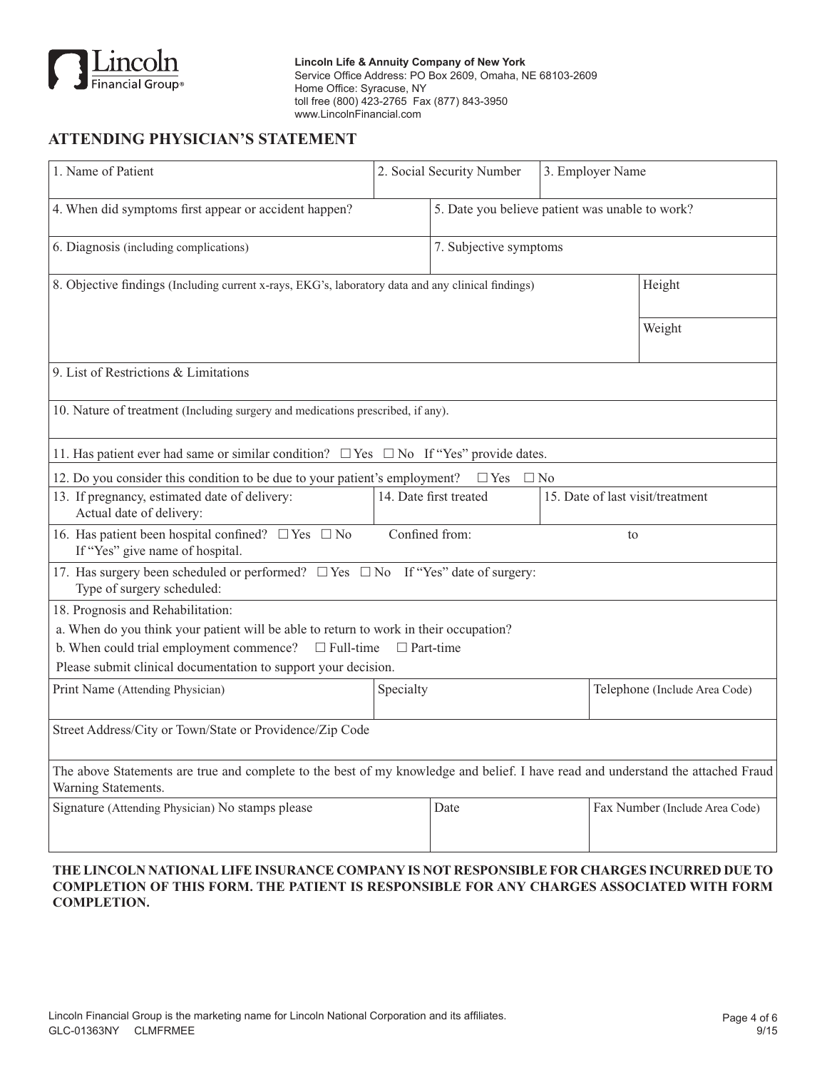**Lincoln Life & Annuity Company of New York**
Service Office Address: PO Box 2609, Omaha, NE 68103-2609
Home Office: Syracuse, NY
toll free (800) 423-2765 Fax (877) 843-3950
www.LincolnFinancial.com

## ATTENDING PHYSICIAN'S STATEMENT

| 1. Name of Patient | 2. Social Security Number | 3. Employer Name |
|---|---|---|

| 4. When did symptoms first appear or accident happen? | 5. Date you believe patient was unable to work? |
|---|---|
| 6. Diagnosis (including complications) | 7. Subjective symptoms |

| 8. Objective findings (Including current x-rays, EKG's, laboratory data and any clinical findings) | Height |
|---|---|
| | Weight |

9. List of Restrictions & Limitations

10. Nature of treatment (Including surgery and medications prescribed, if any).

11. Has patient ever had same or similar condition? ☐ Yes ☐ No If "Yes" provide dates.

12. Do you consider this condition to be due to your patient's employment? ☐ Yes ☐ No

| 13. If pregnancy, estimated date of delivery: Actual date of delivery: | 14. Date first treated | 15. Date of last visit/treatment |
|---|---|---|

16. Has patient been hospital confined? ☐ Yes ☐ No Confined from: to
If "Yes" give name of hospital.

17. Has surgery been scheduled or performed? ☐ Yes ☐ No If "Yes" date of surgery:
Type of surgery scheduled:

18. Prognosis and Rehabilitation:
a. When do you think your patient will be able to return to work in their occupation?
b. When could trial employment commence? ☐ Full-time ☐ Part-time
Please submit clinical documentation to support your decision.

| Print Name (Attending Physician) | Specialty | Telephone (Include Area Code) |
|---|---|---|

Street Address/City or Town/State or Providence/Zip Code

The above Statements are true and complete to the best of my knowledge and belief. I have read and understand the attached Fraud Warning Statements.

| Signature (Attending Physician) No stamps please | Date | Fax Number (Include Area Code) |
|---|---|---|

**THE LINCOLN NATIONAL LIFE INSURANCE COMPANY IS NOT RESPONSIBLE FOR CHARGES INCURRED DUE TO COMPLETION OF THIS FORM. THE PATIENT IS RESPONSIBLE FOR ANY CHARGES ASSOCIATED WITH FORM COMPLETION.**

Lincoln Financial Group is the marketing name for Lincoln National Corporation and its affiliates.
GLC-01363NY CLMFRMEE 9/15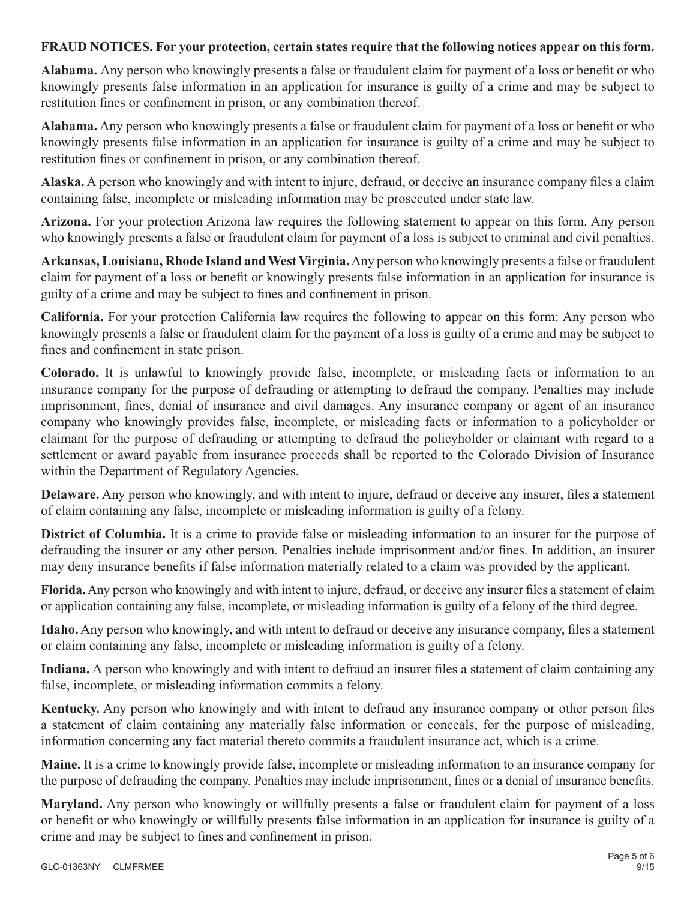**FRAUD NOTICES. For your protection, certain states require that the following notices appear on this form.**

**Alabama.** Any person who knowingly presents a false or fraudulent claim for payment of a loss or benefit or who knowingly presents false information in an application for insurance is guilty of a crime and may be subject to restitution fines or confinement in prison, or any combination thereof.

**Alabama.** Any person who knowingly presents a false or fraudulent claim for payment of a loss or benefit or who knowingly presents false information in an application for insurance is guilty of a crime and may be subject to restitution fines or confinement in prison, or any combination thereof.

**Alaska.** A person who knowingly and with intent to injure, defraud, or deceive an insurance company files a claim containing false, incomplete or misleading information may be prosecuted under state law.

**Arizona.** For your protection Arizona law requires the following statement to appear on this form. Any person who knowingly presents a false or fraudulent claim for payment of a loss is subject to criminal and civil penalties.

**Arkansas, Louisiana, Rhode Island and West Virginia.** Any person who knowingly presents a false or fraudulent claim for payment of a loss or benefit or knowingly presents false information in an application for insurance is guilty of a crime and may be subject to fines and confinement in prison.

**California.** For your protection California law requires the following to appear on this form: Any person who knowingly presents a false or fraudulent claim for the payment of a loss is guilty of a crime and may be subject to fines and confinement in state prison.

**Colorado.** It is unlawful to knowingly provide false, incomplete, or misleading facts or information to an insurance company for the purpose of defrauding or attempting to defraud the company. Penalties may include imprisonment, fines, denial of insurance and civil damages. Any insurance company or agent of an insurance company who knowingly provides false, incomplete, or misleading facts or information to a policyholder or claimant for the purpose of defrauding or attempting to defraud the policyholder or claimant with regard to a settlement or award payable from insurance proceeds shall be reported to the Colorado Division of Insurance within the Department of Regulatory Agencies.

**Delaware.** Any person who knowingly, and with intent to injure, defraud or deceive any insurer, files a statement of claim containing any false, incomplete or misleading information is guilty of a felony.

**District of Columbia.** It is a crime to provide false or misleading information to an insurer for the purpose of defrauding the insurer or any other person. Penalties include imprisonment and/or fines. In addition, an insurer may deny insurance benefits if false information materially related to a claim was provided by the applicant.

**Florida.** Any person who knowingly and with intent to injure, defraud, or deceive any insurer files a statement of claim or application containing any false, incomplete, or misleading information is guilty of a felony of the third degree.

**Idaho.** Any person who knowingly, and with intent to defraud or deceive any insurance company, files a statement or claim containing any false, incomplete or misleading information is guilty of a felony.

**Indiana.** A person who knowingly and with intent to defraud an insurer files a statement of claim containing any false, incomplete, or misleading information commits a felony.

**Kentucky.** Any person who knowingly and with intent to defraud any insurance company or other person files a statement of claim containing any materially false information or conceals, for the purpose of misleading, information concerning any fact material thereto commits a fraudulent insurance act, which is a crime.

**Maine.** It is a crime to knowingly provide false, incomplete or misleading information to an insurance company for the purpose of defrauding the company. Penalties may include imprisonment, fines or a denial of insurance benefits.

**Maryland.** Any person who knowingly or willfully presents a false or fraudulent claim for payment of a loss or benefit or who knowingly or willfully presents false information in an application for insurance is guilty of a crime and may be subject to fines and confinement in prison.

GLC-01363NY CLMFRMEE 9/15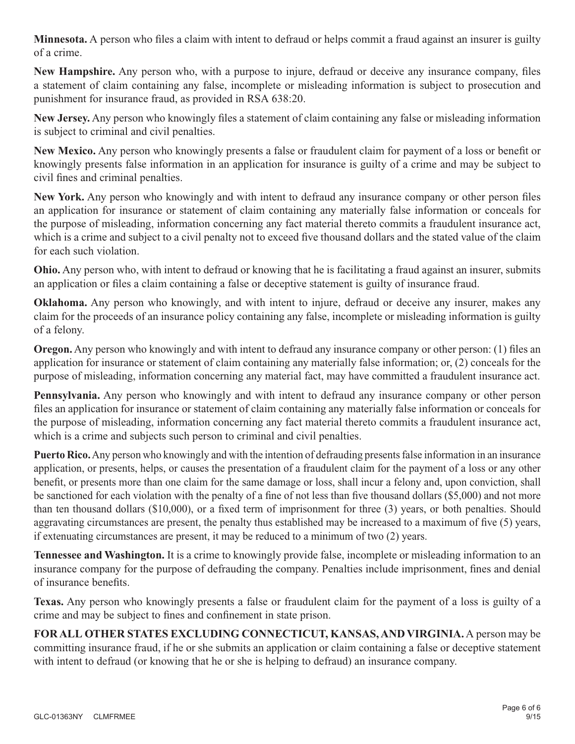**Minnesota.** A person who files a claim with intent to defraud or helps commit a fraud against an insurer is guilty of a crime.

**New Hampshire.** Any person who, with a purpose to injure, defraud or deceive any insurance company, files a statement of claim containing any false, incomplete or misleading information is subject to prosecution and punishment for insurance fraud, as provided in RSA 638:20.

**New Jersey.** Any person who knowingly files a statement of claim containing any false or misleading information is subject to criminal and civil penalties.

**New Mexico.** Any person who knowingly presents a false or fraudulent claim for payment of a loss or benefit or knowingly presents false information in an application for insurance is guilty of a crime and may be subject to civil fines and criminal penalties.

**New York.** Any person who knowingly and with intent to defraud any insurance company or other person files an application for insurance or statement of claim containing any materially false information or conceals for the purpose of misleading, information concerning any fact material thereto commits a fraudulent insurance act, which is a crime and subject to a civil penalty not to exceed five thousand dollars and the stated value of the claim for each such violation.

**Ohio.** Any person who, with intent to defraud or knowing that he is facilitating a fraud against an insurer, submits an application or files a claim containing a false or deceptive statement is guilty of insurance fraud.

**Oklahoma.** Any person who knowingly, and with intent to injure, defraud or deceive any insurer, makes any claim for the proceeds of an insurance policy containing any false, incomplete or misleading information is guilty of a felony.

**Oregon.** Any person who knowingly and with intent to defraud any insurance company or other person: (1) files an application for insurance or statement of claim containing any materially false information; or, (2) conceals for the purpose of misleading, information concerning any material fact, may have committed a fraudulent insurance act.

**Pennsylvania.** Any person who knowingly and with intent to defraud any insurance company or other person files an application for insurance or statement of claim containing any materially false information or conceals for the purpose of misleading, information concerning any fact material thereto commits a fraudulent insurance act, which is a crime and subjects such person to criminal and civil penalties.

**Puerto Rico.** Any person who knowingly and with the intention of defrauding presents false information in an insurance application, or presents, helps, or causes the presentation of a fraudulent claim for the payment of a loss or any other benefit, or presents more than one claim for the same damage or loss, shall incur a felony and, upon conviction, shall be sanctioned for each violation with the penalty of a fine of not less than five thousand dollars ($5,000) and not more than ten thousand dollars ($10,000), or a fixed term of imprisonment for three (3) years, or both penalties. Should aggravating circumstances are present, the penalty thus established may be increased to a maximum of five (5) years, if extenuating circumstances are present, it may be reduced to a minimum of two (2) years.

**Tennessee and Washington.** It is a crime to knowingly provide false, incomplete or misleading information to an insurance company for the purpose of defrauding the company. Penalties include imprisonment, fines and denial of insurance benefits.

**Texas.** Any person who knowingly presents a false or fraudulent claim for the payment of a loss is guilty of a crime and may be subject to fines and confinement in state prison.

**FOR ALL OTHER STATES EXCLUDING CONNECTICUT, KANSAS, AND VIRGINIA.** A person may be committing insurance fraud, if he or she submits an application or claim containing a false or deceptive statement with intent to defraud (or knowing that he or she is helping to defraud) an insurance company.

GLC-01363NY CLMFRMEE

9/15